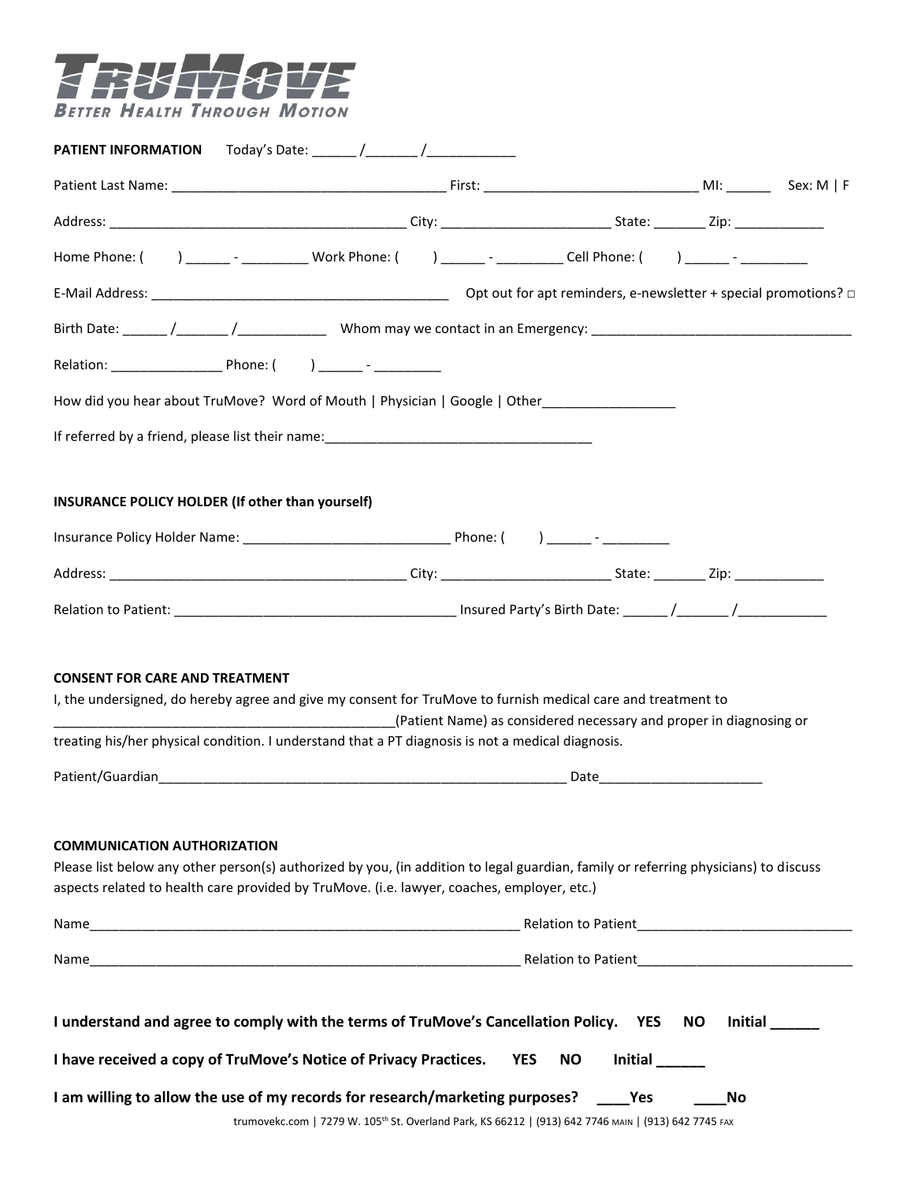# TRUMOVE
BETTER HEALTH THROUGH MOTION

**PATIENT INFORMATION** Today's Date: ______ /_______ /____________

Patient Last Name: _____________________________________ First: _____________________________ MI: ______ Sex: M | F

Address: ________________________________________ City: _______________________ State: _______ Zip: ____________

Home Phone: ( ) ______ - _________ Work Phone: ( ) ______ - _________ Cell Phone: ( ) ______ - _________

E-Mail Address: ________________________________________ Opt out for apt reminders, e-newsletter + special promotions? □

Birth Date: ______ /_______ /____________ Whom may we contact in an Emergency: ___________________________________

Relation: _______________ Phone: ( ) ______ - _________

How did you hear about TruMove? Word of Mouth | Physician | Google | Other__________________

If referred by a friend, please list their name:____________________________________

**INSURANCE POLICY HOLDER (If other than yourself)**

Insurance Policy Holder Name: ____________________________ Phone: ( ) ______ - _________

Address: ________________________________________ City: _______________________ State: _______ Zip: ____________

Relation to Patient: ______________________________________ Insured Party's Birth Date: ______ /_______ /____________

**CONSENT FOR CARE AND TREATMENT**

I, the undersigned, do hereby agree and give my consent for TruMove to furnish medical care and treatment to _______________________________________________(Patient Name) as considered necessary and proper in diagnosing or treating his/her physical condition. I understand that a PT diagnosis is not a medical diagnosis.

Patient/Guardian_________________________________________________________ Date______________________

**COMMUNICATION AUTHORIZATION**

Please list below any other person(s) authorized by you, (in addition to legal guardian, family or referring physicians) to discuss aspects related to health care provided by TruMove. (i.e. lawyer, coaches, employer, etc.)

Name____________________________________________________________ Relation to Patient______________________________

Name____________________________________________________________ Relation to Patient______________________________

**I understand and agree to comply with the terms of TruMove's Cancellation Policy. YES NO Initial ______**

**I have received a copy of TruMove's Notice of Privacy Practices. YES NO Initial ______**

**I am willing to allow the use of my records for research/marketing purposes? ____Yes ____No**

trumovekc.com | 7279 W. 105th St. Overland Park, KS 66212 | (913) 642 7746 MAIN | (913) 642 7745 FAX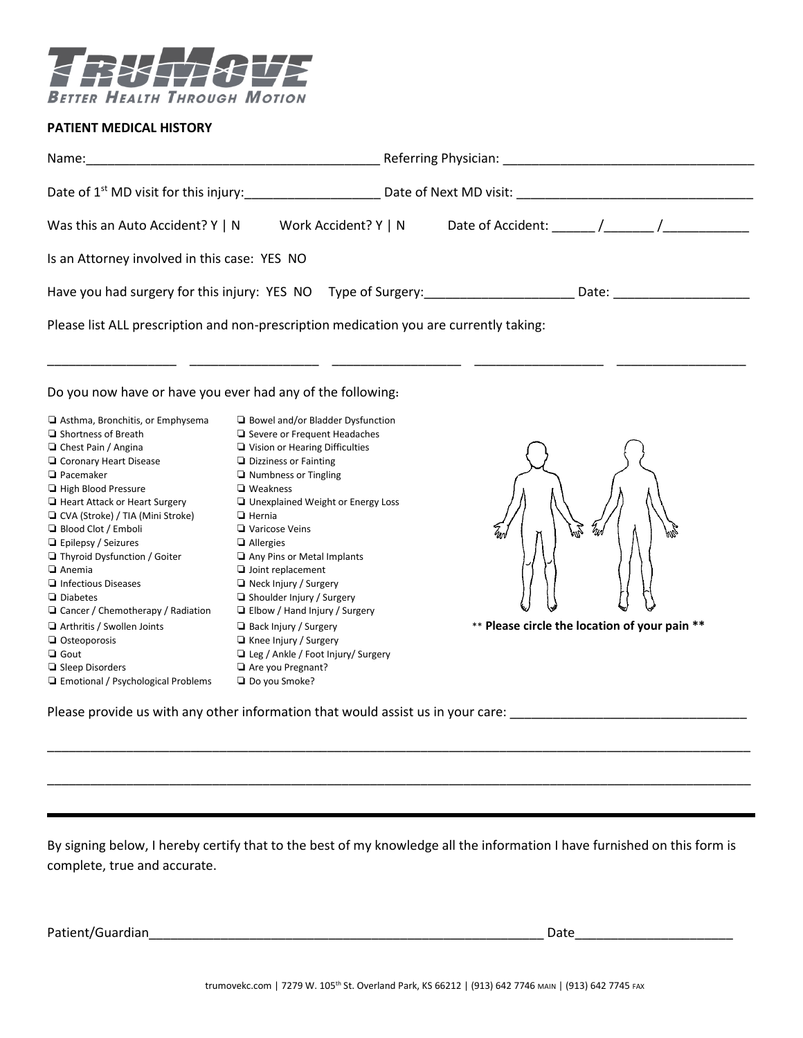# TRUMOVE
BETTER HEALTH THROUGH MOTION

**PATIENT MEDICAL HISTORY**

Name:_________________________________________ Referring Physician: __________________________________

Date of 1st MD visit for this injury:___________________ Date of Next MD visit: ________________________________

Was this an Auto Accident? Y | N      Work Accident? Y | N      Date of Accident: ______ /_______ /___________

Is an Attorney involved in this case: YES NO

Have you had surgery for this injury: YES NO   Type of Surgery:____________________ Date: __________________

Please list ALL prescription and non-prescription medication you are currently taking:

_________________ _________________ _________________ _________________ _________________

Do you now have or have you ever had any of the following:

- ❑ Asthma, Bronchitis, or Emphysema
- ❑ Shortness of Breath
- ❑ Chest Pain / Angina
- ❑ Coronary Heart Disease
- ❑ Pacemaker
- ❑ High Blood Pressure
- ❑ Heart Attack or Heart Surgery
- ❑ CVA (Stroke) / TIA (Mini Stroke)
- ❑ Blood Clot / Emboli
- ❑ Epilepsy / Seizures
- ❑ Thyroid Dysfunction / Goiter
- ❑ Anemia
- ❑ Infectious Diseases
- ❑ Diabetes
- ❑ Cancer / Chemotherapy / Radiation
- ❑ Arthritis / Swollen Joints
- ❑ Osteoporosis
- ❑ Gout
- ❑ Sleep Disorders
- ❑ Emotional / Psychological Problems
- ❑ Bowel and/or Bladder Dysfunction
- ❑ Severe or Frequent Headaches
- ❑ Vision or Hearing Difficulties
- ❑ Dizziness or Fainting
- ❑ Numbness or Tingling
- ❑ Weakness
- ❑ Unexplained Weight or Energy Loss
- ❑ Hernia
- ❑ Varicose Veins
- ❑ Allergies
- ❑ Any Pins or Metal Implants
- ❑ Joint replacement
- ❑ Neck Injury / Surgery
- ❑ Shoulder Injury / Surgery
- ❑ Elbow / Hand Injury / Surgery
- ❑ Back Injury / Surgery
- ❑ Knee Injury / Surgery
- ❑ Leg / Ankle / Foot Injury/ Surgery
- ❑ Are you Pregnant?
- ❑ Do you Smoke?

** **Please circle the location of your pain** **

Please provide us with any other information that would assist us in your care: ________________________________

_____________________________________________________________________________________________

_____________________________________________________________________________________________

By signing below, I hereby certify that to the best of my knowledge all the information I have furnished on this form is complete, true and accurate.

Patient/Guardian_______________________________________________________ Date_____________________

trumovekc.com | 7279 W. 105th St. Overland Park, KS 66212 | (913) 642 7746 MAIN | (913) 642 7745 FAX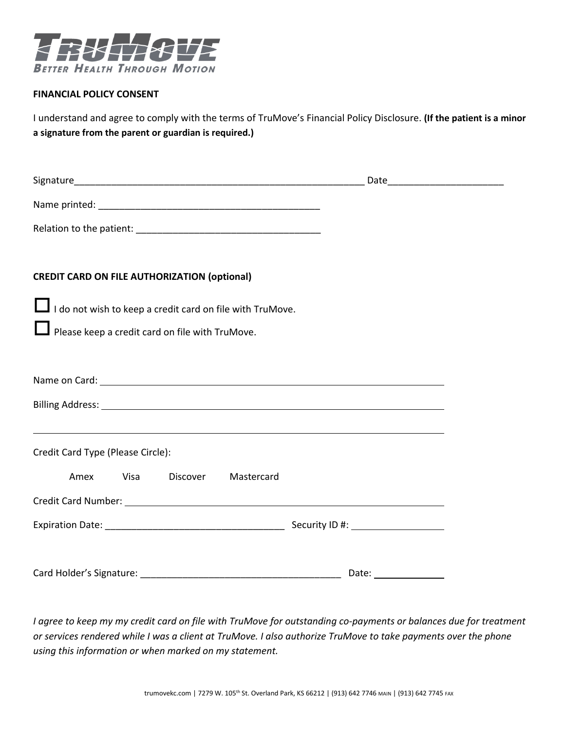**TruMove**

BETTER HEALTH THROUGH MOTION

**FINANCIAL POLICY CONSENT**

I understand and agree to comply with the terms of TruMove's Financial Policy Disclosure. **(If the patient is a minor a signature from the parent or guardian is required.)**

Signature_________________________________________________________ Date______________________

Name printed: ___________________________________________

Relation to the patient: ___________________________________

**CREDIT CARD ON FILE AUTHORIZATION (optional)**

☐ I do not wish to keep a credit card on file with TruMove.

☐ Please keep a credit card on file with TruMove.

Name on Card: ____________________________________________________________________

Billing Address: ___________________________________________________________________

_________________________________________________________________________________

Credit Card Type (Please Circle):

Amex    Visa    Discover    Mastercard

Credit Card Number: ______________________________________________________________

Expiration Date: __________________________________ Security ID #: __________________

Card Holder's Signature: ______________________________________ Date: _____________

*I agree to keep my my credit card on file with TruMove for outstanding co-payments or balances due for treatment or services rendered while I was a client at TruMove. I also authorize TruMove to take payments over the phone using this information or when marked on my statement.*

trumovekc.com | 7279 W. 105th St. Overland Park, KS 66212 | (913) 642 7746 MAIN | (913) 642 7745 FAX